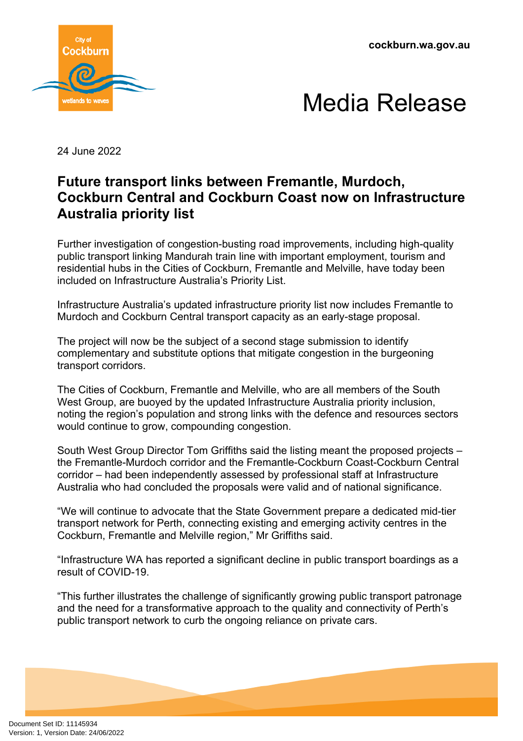cockburn.wa.gov.au

# Media Release

24 June 2022

## Future transport links between Fremantle, Murdoch, Cockburn Central and Cockburn Coast now on Infrastructure Australia priority list

Further investigation of congestion-busting road improvements, including high-quality public transport linking Mandurah train line with important employment, tourism and residential hubs in the Cities of Cockburn, Fremantle and Melville, have today been included on Infrastructure Australia's Priority List.

Infrastructure Australia's updated infrastructure priority list now includes Fremantle to Murdoch and Cockburn Central transport capacity as an early-stage proposal.

The project will now be the subject of a second stage submission to identify complementary and substitute options that mitigate congestion in the burgeoning transport corridors.

The Cities of Cockburn, Fremantle and Melville, who are all members of the South West Group, are buoyed by the updated Infrastructure Australia priority inclusion, noting the region's population and strong links with the defence and resources sectors would continue to grow, compounding congestion.

South West Group Director Tom Griffiths said the listing meant the proposed projects – the Fremantle-Murdoch corridor and the Fremantle-Cockburn Coast-Cockburn Central corridor – had been independently assessed by professional staff at Infrastructure Australia who had concluded the proposals were valid and of national significance.

"We will continue to advocate that the State Government prepare a dedicated mid-tier transport network for Perth, connecting existing and emerging activity centres in the Cockburn, Fremantle and Melville region," Mr Griffiths said.

"Infrastructure WA has reported a significant decline in public transport boardings as a result of COVID-19.

"This further illustrates the challenge of significantly growing public transport patronage and the need for a transformative approach to the quality and connectivity of Perth's public transport network to curb the ongoing reliance on private cars.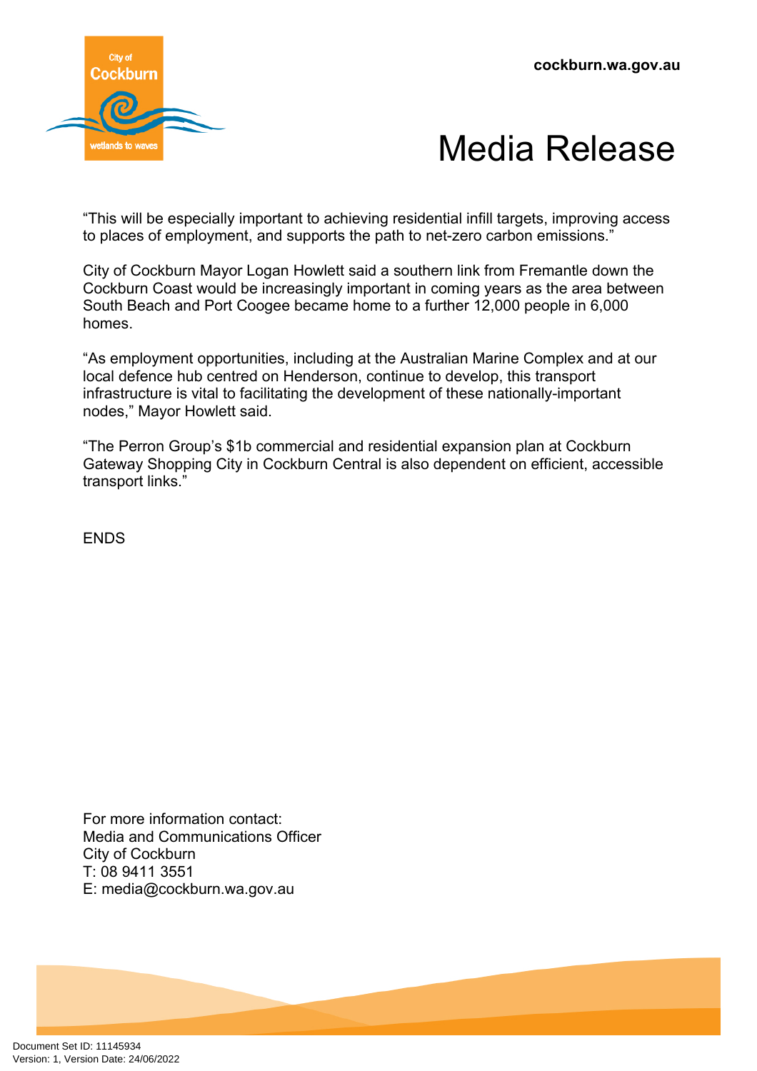“This will be especially important to achieving residential infill targets, improving access to places of employment, and supports the path to net-zero carbon emissions.”

City of Cockburn Mayor Logan Howlett said a southern link from Fremantle down the Cockburn Coast would be increasingly important in coming years as the area between South Beach and Port Coogee became home to a further 12,000 people in 6,000 homes.

“As employment opportunities, including at the Australian Marine Complex and at our local defence hub centred on Henderson, continue to develop, this transport infrastructure is vital to facilitating the development of these nationally-important nodes,” Mayor Howlett said.

“The Perron Group’s $1b commercial and residential expansion plan at Cockburn Gateway Shopping City in Cockburn Central is also dependent on efficient, accessible transport links.”

ENDS

For more information contact:
Media and Communications Officer
City of Cockburn
T: 08 9411 3551
E: media@cockburn.wa.gov.au